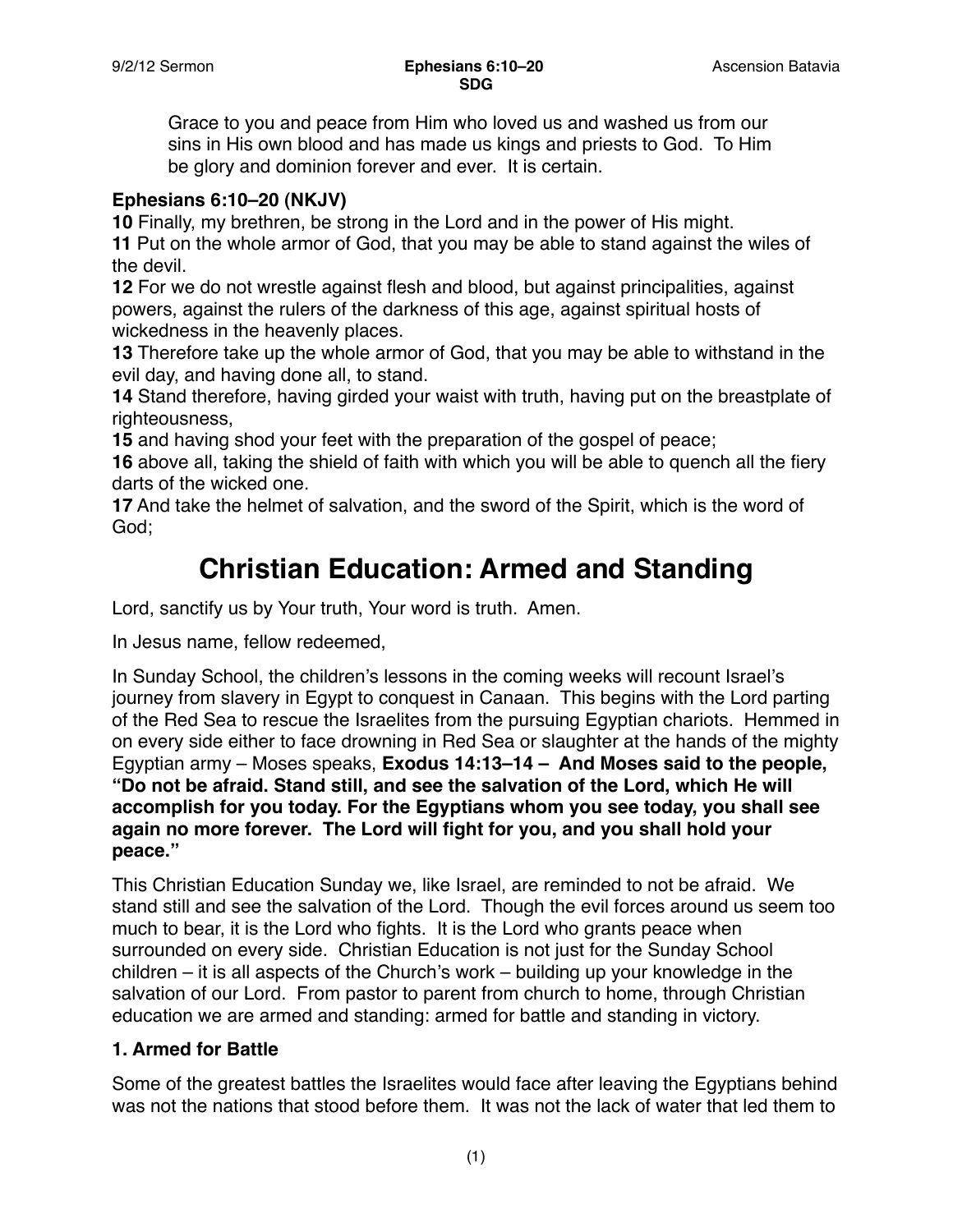Grace to you and peace from Him who loved us and washed us from our sins in His own blood and has made us kings and priests to God. To Him be glory and dominion forever and ever. It is certain.

**Ephesians 6:10–20 (NKJV)**

**10** Finally, my brethren, be strong in the Lord and in the power of His might.
**11** Put on the whole armor of God, that you may be able to stand against the wiles of the devil.
**12** For we do not wrestle against flesh and blood, but against principalities, against powers, against the rulers of the darkness of this age, against spiritual hosts of wickedness in the heavenly places.
**13** Therefore take up the whole armor of God, that you may be able to withstand in the evil day, and having done all, to stand.
**14** Stand therefore, having girded your waist with truth, having put on the breastplate of righteousness,
**15** and having shod your feet with the preparation of the gospel of peace;
**16** above all, taking the shield of faith with which you will be able to quench all the fiery darts of the wicked one.
**17** And take the helmet of salvation, and the sword of the Spirit, which is the word of God;

# Christian Education: Armed and Standing

Lord, sanctify us by Your truth, Your word is truth. Amen.

In Jesus name, fellow redeemed,

In Sunday School, the children's lessons in the coming weeks will recount Israel's journey from slavery in Egypt to conquest in Canaan. This begins with the Lord parting of the Red Sea to rescue the Israelites from the pursuing Egyptian chariots. Hemmed in on every side either to face drowning in Red Sea or slaughter at the hands of the mighty Egyptian army – Moses speaks, **Exodus 14:13–14 – And Moses said to the people, "Do not be afraid. Stand still, and see the salvation of the Lord, which He will accomplish for you today. For the Egyptians whom you see today, you shall see again no more forever. The Lord will fight for you, and you shall hold your peace."**

This Christian Education Sunday we, like Israel, are reminded to not be afraid. We stand still and see the salvation of the Lord. Though the evil forces around us seem too much to bear, it is the Lord who fights. It is the Lord who grants peace when surrounded on every side. Christian Education is not just for the Sunday School children – it is all aspects of the Church's work – building up your knowledge in the salvation of our Lord. From pastor to parent from church to home, through Christian education we are armed and standing: armed for battle and standing in victory.

### 1. Armed for Battle

Some of the greatest battles the Israelites would face after leaving the Egyptians behind was not the nations that stood before them. It was not the lack of water that led them to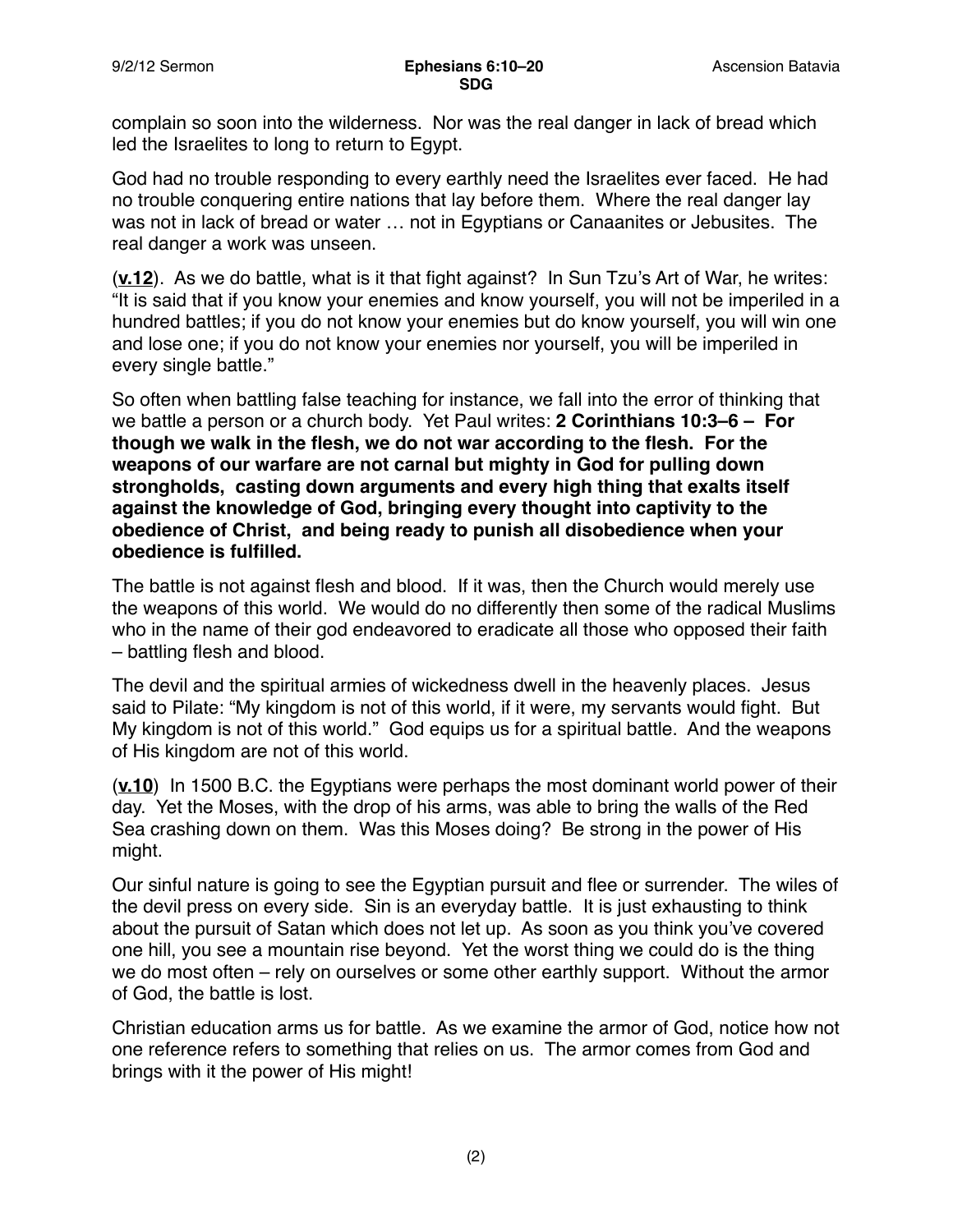complain so soon into the wilderness. Nor was the real danger in lack of bread which led the Israelites to long to return to Egypt.

God had no trouble responding to every earthly need the Israelites ever faced. He had no trouble conquering entire nations that lay before them. Where the real danger lay was not in lack of bread or water … not in Egyptians or Canaanites or Jebusites. The real danger a work was unseen.

(**v.12**). As we do battle, what is it that fight against? In Sun Tzu's Art of War, he writes: "It is said that if you know your enemies and know yourself, you will not be imperiled in a hundred battles; if you do not know your enemies but do know yourself, you will win one and lose one; if you do not know your enemies nor yourself, you will be imperiled in every single battle."

So often when battling false teaching for instance, we fall into the error of thinking that we battle a person or a church body. Yet Paul writes: **2 Corinthians 10:3–6 – For though we walk in the flesh, we do not war according to the flesh. For the weapons of our warfare are not carnal but mighty in God for pulling down strongholds, casting down arguments and every high thing that exalts itself against the knowledge of God, bringing every thought into captivity to the obedience of Christ, and being ready to punish all disobedience when your obedience is fulfilled.**

The battle is not against flesh and blood. If it was, then the Church would merely use the weapons of this world. We would do no differently then some of the radical Muslims who in the name of their god endeavored to eradicate all those who opposed their faith – battling flesh and blood.

The devil and the spiritual armies of wickedness dwell in the heavenly places. Jesus said to Pilate: "My kingdom is not of this world, if it were, my servants would fight. But My kingdom is not of this world." God equips us for a spiritual battle. And the weapons of His kingdom are not of this world.

(**v.10**) In 1500 B.C. the Egyptians were perhaps the most dominant world power of their day. Yet the Moses, with the drop of his arms, was able to bring the walls of the Red Sea crashing down on them. Was this Moses doing? Be strong in the power of His might.

Our sinful nature is going to see the Egyptian pursuit and flee or surrender. The wiles of the devil press on every side. Sin is an everyday battle. It is just exhausting to think about the pursuit of Satan which does not let up. As soon as you think you've covered one hill, you see a mountain rise beyond. Yet the worst thing we could do is the thing we do most often – rely on ourselves or some other earthly support. Without the armor of God, the battle is lost.

Christian education arms us for battle. As we examine the armor of God, notice how not one reference refers to something that relies on us. The armor comes from God and brings with it the power of His might!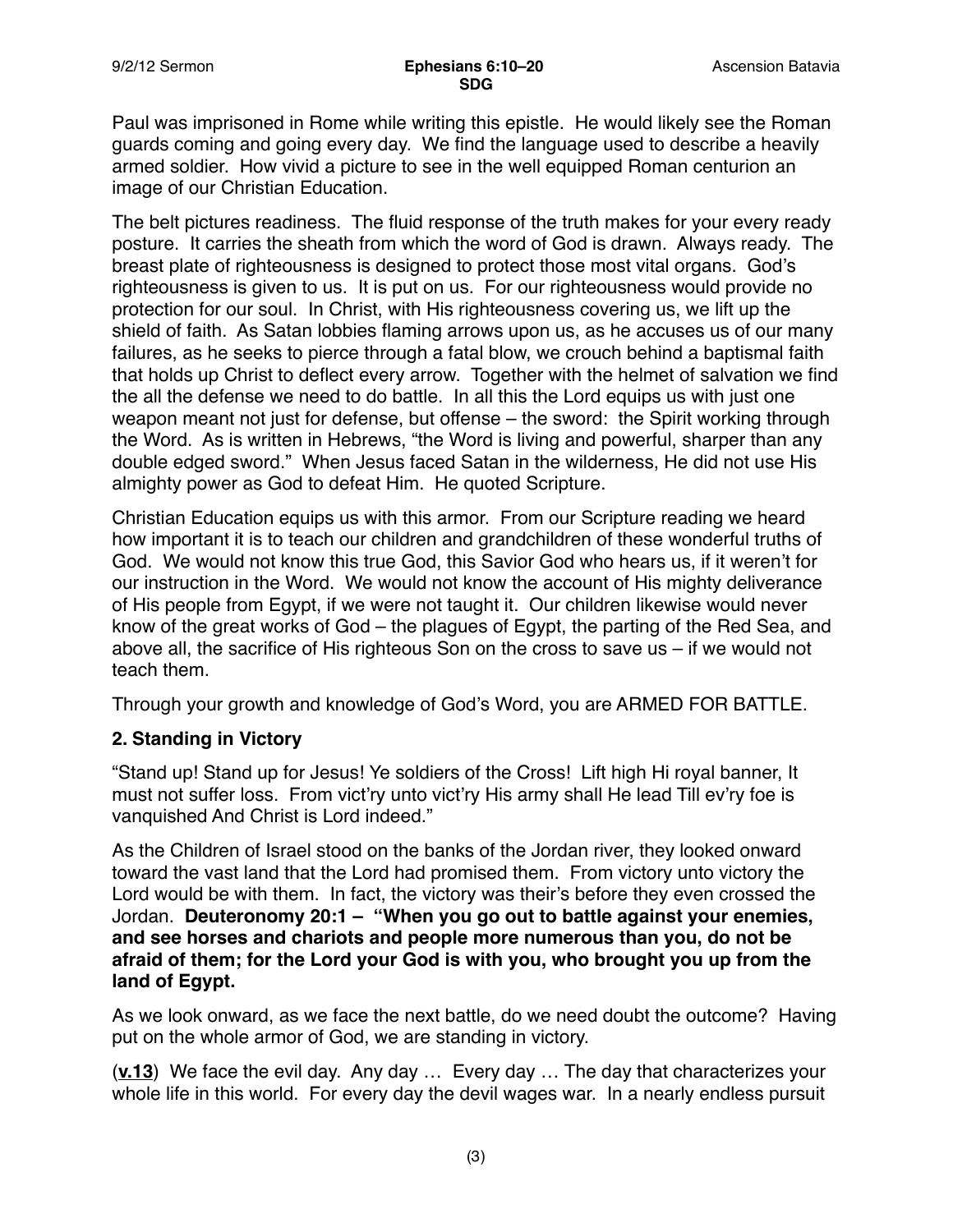Paul was imprisoned in Rome while writing this epistle. He would likely see the Roman guards coming and going every day. We find the language used to describe a heavily armed soldier. How vivid a picture to see in the well equipped Roman centurion an image of our Christian Education.

The belt pictures readiness. The fluid response of the truth makes for your every ready posture. It carries the sheath from which the word of God is drawn. Always ready. The breast plate of righteousness is designed to protect those most vital organs. God's righteousness is given to us. It is put on us. For our righteousness would provide no protection for our soul. In Christ, with His righteousness covering us, we lift up the shield of faith. As Satan lobbies flaming arrows upon us, as he accuses us of our many failures, as he seeks to pierce through a fatal blow, we crouch behind a baptismal faith that holds up Christ to deflect every arrow. Together with the helmet of salvation we find the all the defense we need to do battle. In all this the Lord equips us with just one weapon meant not just for defense, but offense – the sword: the Spirit working through the Word. As is written in Hebrews, "the Word is living and powerful, sharper than any double edged sword." When Jesus faced Satan in the wilderness, He did not use His almighty power as God to defeat Him. He quoted Scripture.

Christian Education equips us with this armor. From our Scripture reading we heard how important it is to teach our children and grandchildren of these wonderful truths of God. We would not know this true God, this Savior God who hears us, if it weren't for our instruction in the Word. We would not know the account of His mighty deliverance of His people from Egypt, if we were not taught it. Our children likewise would never know of the great works of God – the plagues of Egypt, the parting of the Red Sea, and above all, the sacrifice of His righteous Son on the cross to save us – if we would not teach them.

Through your growth and knowledge of God's Word, you are ARMED FOR BATTLE.

### 2. Standing in Victory

"Stand up! Stand up for Jesus! Ye soldiers of the Cross! Lift high Hi royal banner, It must not suffer loss. From vict'ry unto vict'ry His army shall He lead Till ev'ry foe is vanquished And Christ is Lord indeed."

As the Children of Israel stood on the banks of the Jordan river, they looked onward toward the vast land that the Lord had promised them. From victory unto victory the Lord would be with them. In fact, the victory was their's before they even crossed the Jordan. **Deuteronomy 20:1 – "When you go out to battle against your enemies, and see horses and chariots and people more numerous than you, do not be afraid of them; for the Lord your God is with you, who brought you up from the land of Egypt.**

As we look onward, as we face the next battle, do we need doubt the outcome? Having put on the whole armor of God, we are standing in victory.

(**v.13**) We face the evil day. Any day … Every day … The day that characterizes your whole life in this world. For every day the devil wages war. In a nearly endless pursuit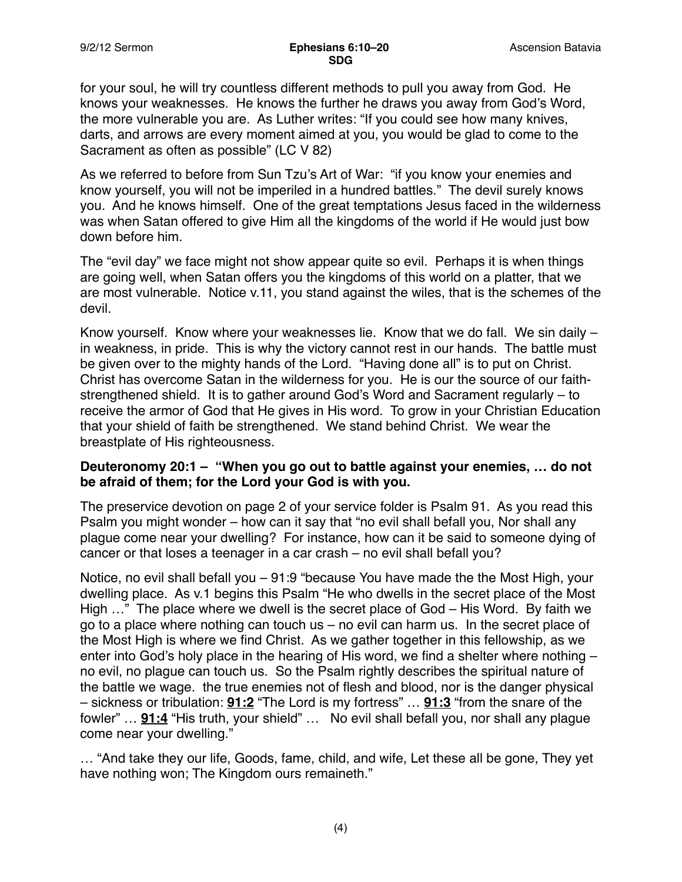for your soul, he will try countless different methods to pull you away from God. He knows your weaknesses. He knows the further he draws you away from God's Word, the more vulnerable you are. As Luther writes: "If you could see how many knives, darts, and arrows are every moment aimed at you, you would be glad to come to the Sacrament as often as possible" (LC V 82)

As we referred to before from Sun Tzu's Art of War: "if you know your enemies and know yourself, you will not be imperiled in a hundred battles." The devil surely knows you. And he knows himself. One of the great temptations Jesus faced in the wilderness was when Satan offered to give Him all the kingdoms of the world if He would just bow down before him.

The "evil day" we face might not show appear quite so evil. Perhaps it is when things are going well, when Satan offers you the kingdoms of this world on a platter, that we are most vulnerable. Notice v.11, you stand against the wiles, that is the schemes of the devil.

Know yourself. Know where your weaknesses lie. Know that we do fall. We sin daily – in weakness, in pride. This is why the victory cannot rest in our hands. The battle must be given over to the mighty hands of the Lord. "Having done all" is to put on Christ. Christ has overcome Satan in the wilderness for you. He is our the source of our faith-strengthened shield. It is to gather around God's Word and Sacrament regularly – to receive the armor of God that He gives in His word. To grow in your Christian Education that your shield of faith be strengthened. We stand behind Christ. We wear the breastplate of His righteousness.

**Deuteronomy 20:1 – "When you go out to battle against your enemies, … do not be afraid of them; for the Lord your God is with you.**

The preservice devotion on page 2 of your service folder is Psalm 91. As you read this Psalm you might wonder – how can it say that "no evil shall befall you, Nor shall any plague come near your dwelling? For instance, how can it be said to someone dying of cancer or that loses a teenager in a car crash – no evil shall befall you?

Notice, no evil shall befall you – 91:9 "because You have made the the Most High, your dwelling place. As v.1 begins this Psalm "He who dwells in the secret place of the Most High …" The place where we dwell is the secret place of God – His Word. By faith we go to a place where nothing can touch us – no evil can harm us. In the secret place of the Most High is where we find Christ. As we gather together in this fellowship, as we enter into God's holy place in the hearing of His word, we find a shelter where nothing – no evil, no plague can touch us. So the Psalm rightly describes the spiritual nature of the battle we wage. the true enemies not of flesh and blood, nor is the danger physical – sickness or tribulation: **<u>91:2</u>** "The Lord is my fortress" … **<u>91:3</u>** "from the snare of the fowler" … **<u>91:4</u>** "His truth, your shield" … No evil shall befall you, nor shall any plague come near your dwelling."

… "And take they our life, Goods, fame, child, and wife, Let these all be gone, They yet have nothing won; The Kingdom ours remaineth."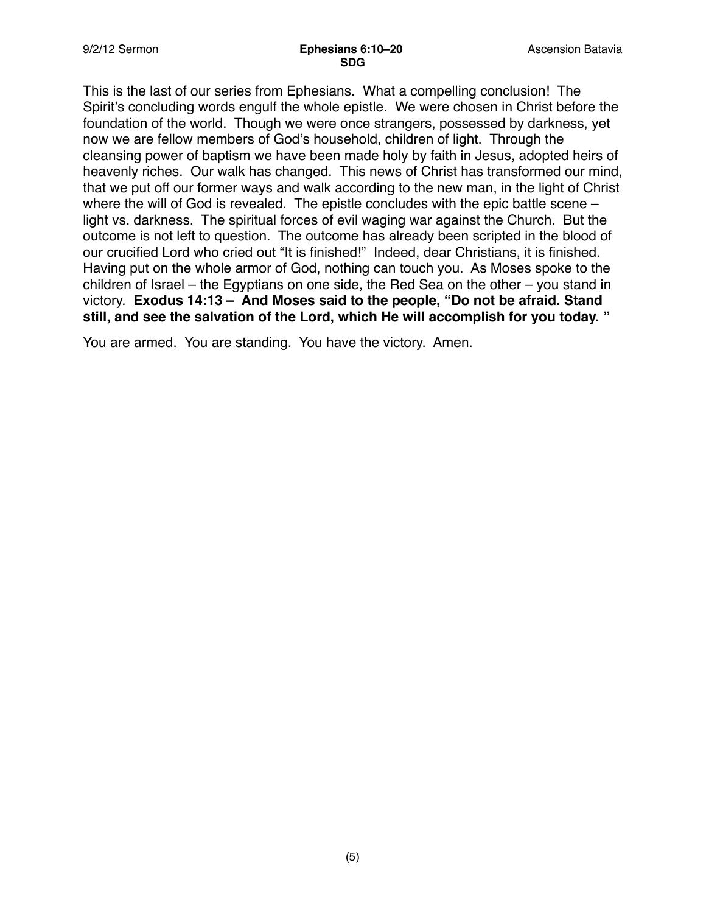This is the last of our series from Ephesians. What a compelling conclusion! The Spirit's concluding words engulf the whole epistle. We were chosen in Christ before the foundation of the world. Though we were once strangers, possessed by darkness, yet now we are fellow members of God's household, children of light. Through the cleansing power of baptism we have been made holy by faith in Jesus, adopted heirs of heavenly riches. Our walk has changed. This news of Christ has transformed our mind, that we put off our former ways and walk according to the new man, in the light of Christ where the will of God is revealed. The epistle concludes with the epic battle scene – light vs. darkness. The spiritual forces of evil waging war against the Church. But the outcome is not left to question. The outcome has already been scripted in the blood of our crucified Lord who cried out "It is finished!" Indeed, dear Christians, it is finished. Having put on the whole armor of God, nothing can touch you. As Moses spoke to the children of Israel – the Egyptians on one side, the Red Sea on the other – you stand in victory. **Exodus 14:13 – And Moses said to the people, "Do not be afraid. Stand still, and see the salvation of the Lord, which He will accomplish for you today. "**

You are armed. You are standing. You have the victory. Amen.